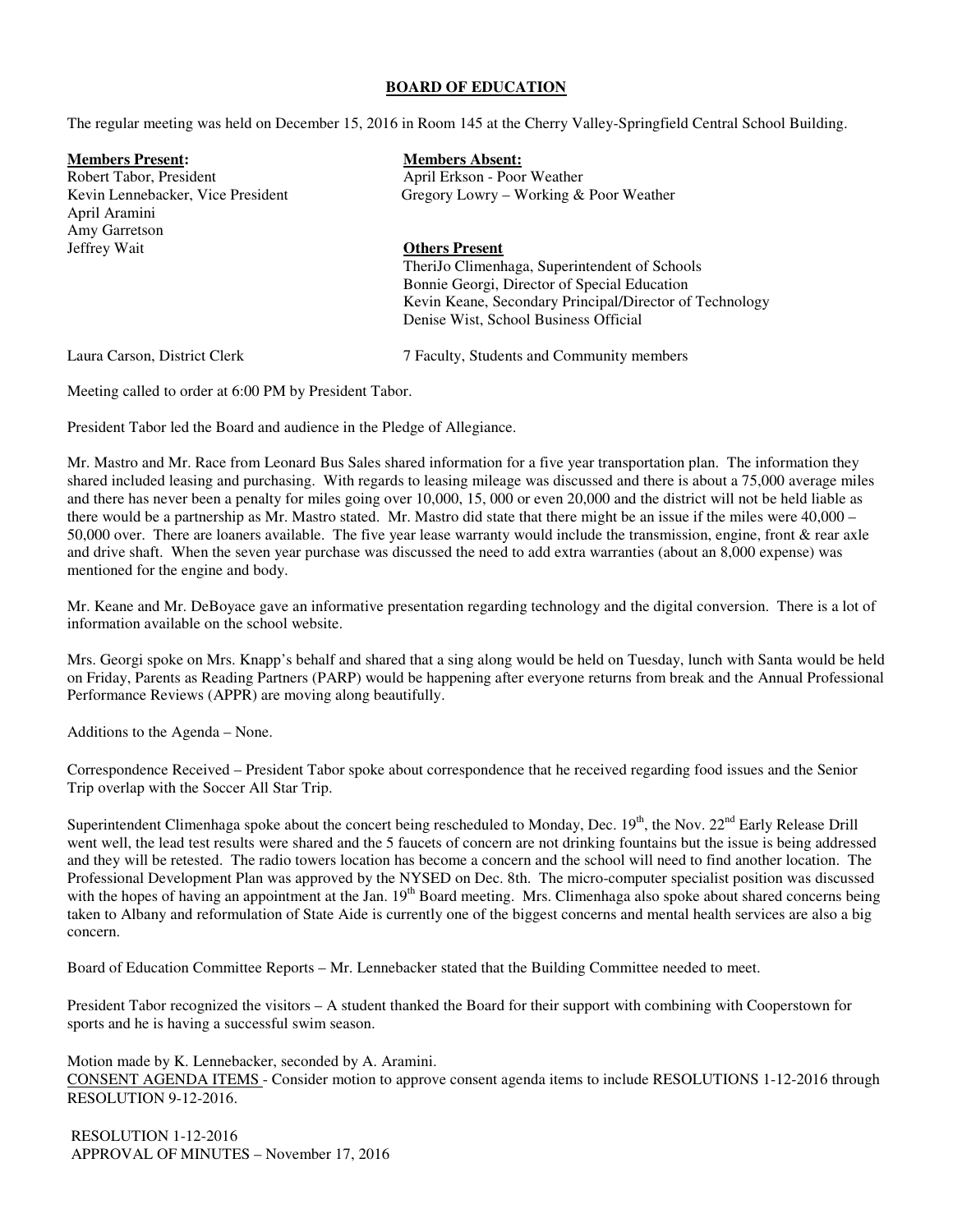# BOARD OF EDUCATION

The regular meeting was held on December 15, 2016 in Room 145 at the Cherry Valley-Springfield Central School Building.

**Members Present:**
Robert Tabor, President
Kevin Lennebacker, Vice President
April Aramini
Amy Garretson
Jeffrey Wait

**Members Absent:**
April Erkson - Poor Weather
Gregory Lowry – Working & Poor Weather

**Others Present**
TheriJo Climenhaga, Superintendent of Schools
Bonnie Georgi, Director of Special Education
Kevin Keane, Secondary Principal/Director of Technology
Denise Wist, School Business Official

Laura Carson, District Clerk

7 Faculty, Students and Community members

Meeting called to order at 6:00 PM by President Tabor.

President Tabor led the Board and audience in the Pledge of Allegiance.

Mr. Mastro and Mr. Race from Leonard Bus Sales shared information for a five year transportation plan. The information they shared included leasing and purchasing. With regards to leasing mileage was discussed and there is about a 75,000 average miles and there has never been a penalty for miles going over 10,000, 15, 000 or even 20,000 and the district will not be held liable as there would be a partnership as Mr. Mastro stated. Mr. Mastro did state that there might be an issue if the miles were 40,000 – 50,000 over. There are loaners available. The five year lease warranty would include the transmission, engine, front & rear axle and drive shaft. When the seven year purchase was discussed the need to add extra warranties (about an 8,000 expense) was mentioned for the engine and body.

Mr. Keane and Mr. DeBoyace gave an informative presentation regarding technology and the digital conversion. There is a lot of information available on the school website.

Mrs. Georgi spoke on Mrs. Knapp's behalf and shared that a sing along would be held on Tuesday, lunch with Santa would be held on Friday, Parents as Reading Partners (PARP) would be happening after everyone returns from break and the Annual Professional Performance Reviews (APPR) are moving along beautifully.

Additions to the Agenda – None.

Correspondence Received – President Tabor spoke about correspondence that he received regarding food issues and the Senior Trip overlap with the Soccer All Star Trip.

Superintendent Climenhaga spoke about the concert being rescheduled to Monday, Dec. 19th, the Nov. 22nd Early Release Drill went well, the lead test results were shared and the 5 faucets of concern are not drinking fountains but the issue is being addressed and they will be retested. The radio towers location has become a concern and the school will need to find another location. The Professional Development Plan was approved by the NYSED on Dec. 8th. The micro-computer specialist position was discussed with the hopes of having an appointment at the Jan. 19th Board meeting. Mrs. Climenhaga also spoke about shared concerns being taken to Albany and reformulation of State Aide is currently one of the biggest concerns and mental health services are also a big concern.

Board of Education Committee Reports – Mr. Lennebacker stated that the Building Committee needed to meet.

President Tabor recognized the visitors – A student thanked the Board for their support with combining with Cooperstown for sports and he is having a successful swim season.

Motion made by K. Lennebacker, seconded by A. Aramini.
<u>CONSENT AGENDA ITEMS</u> - Consider motion to approve consent agenda items to include RESOLUTIONS 1-12-2016 through RESOLUTION 9-12-2016.

RESOLUTION 1-12-2016
APPROVAL OF MINUTES – November 17, 2016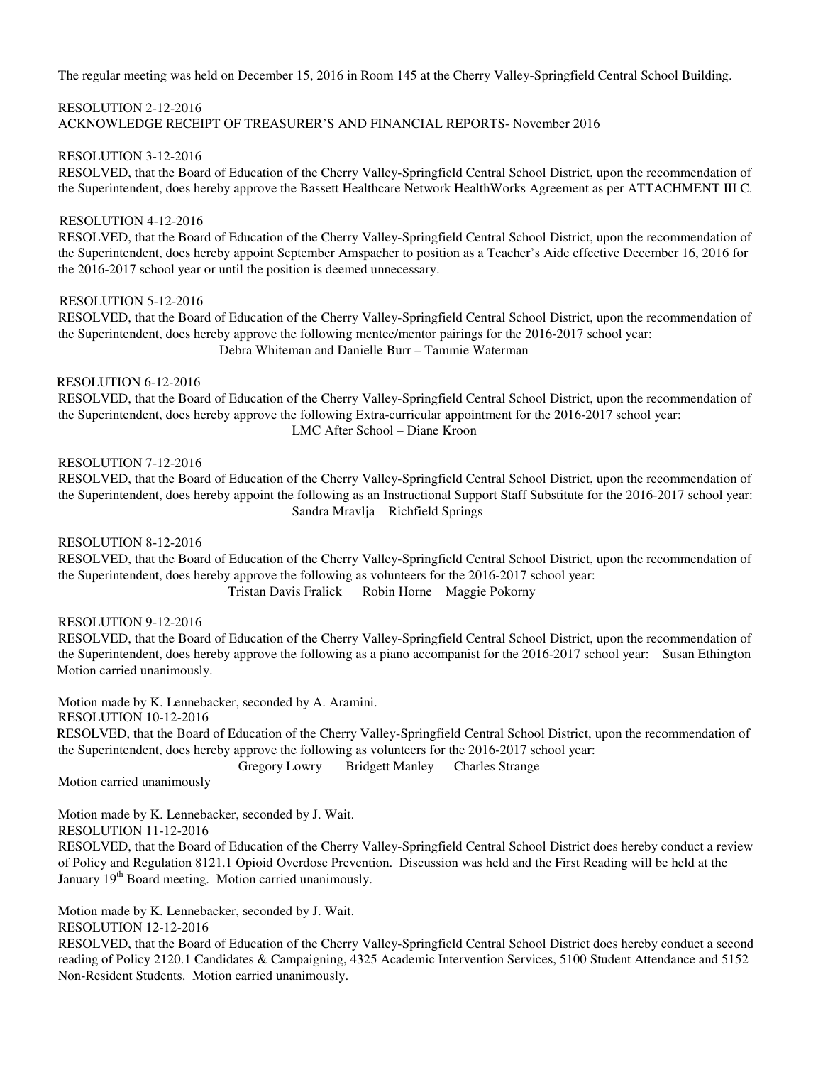The regular meeting was held on December 15, 2016 in Room 145 at the Cherry Valley-Springfield Central School Building.

RESOLUTION 2-12-2016
ACKNOWLEDGE RECEIPT OF TREASURER'S AND FINANCIAL REPORTS- November 2016

RESOLUTION 3-12-2016
RESOLVED, that the Board of Education of the Cherry Valley-Springfield Central School District, upon the recommendation of the Superintendent, does hereby approve the Bassett Healthcare Network HealthWorks Agreement as per ATTACHMENT III C.

RESOLUTION 4-12-2016
RESOLVED, that the Board of Education of the Cherry Valley-Springfield Central School District, upon the recommendation of the Superintendent, does hereby appoint September Amspacher to position as a Teacher's Aide effective December 16, 2016 for the 2016-2017 school year or until the position is deemed unnecessary.

RESOLUTION 5-12-2016
RESOLVED, that the Board of Education of the Cherry Valley-Springfield Central School District, upon the recommendation of the Superintendent, does hereby approve the following mentee/mentor pairings for the 2016-2017 school year:

Debra Whiteman and Danielle Burr – Tammie Waterman

RESOLUTION 6-12-2016
RESOLVED, that the Board of Education of the Cherry Valley-Springfield Central School District, upon the recommendation of the Superintendent, does hereby approve the following Extra-curricular appointment for the 2016-2017 school year:

LMC After School – Diane Kroon

RESOLUTION 7-12-2016
RESOLVED, that the Board of Education of the Cherry Valley-Springfield Central School District, upon the recommendation of the Superintendent, does hereby appoint the following as an Instructional Support Staff Substitute for the 2016-2017 school year:

Sandra Mravlja Richfield Springs

RESOLUTION 8-12-2016
RESOLVED, that the Board of Education of the Cherry Valley-Springfield Central School District, upon the recommendation of the Superintendent, does hereby approve the following as volunteers for the 2016-2017 school year:

Tristan Davis Fralick Robin Horne Maggie Pokorny

RESOLUTION 9-12-2016
RESOLVED, that the Board of Education of the Cherry Valley-Springfield Central School District, upon the recommendation of the Superintendent, does hereby approve the following as a piano accompanist for the 2016-2017 school year: Susan Ethington
Motion carried unanimously.

Motion made by K. Lennebacker, seconded by A. Aramini.
RESOLUTION 10-12-2016
RESOLVED, that the Board of Education of the Cherry Valley-Springfield Central School District, upon the recommendation of the Superintendent, does hereby approve the following as volunteers for the 2016-2017 school year:

Gregory Lowry Bridgett Manley Charles Strange

Motion carried unanimously

Motion made by K. Lennebacker, seconded by J. Wait.
RESOLUTION 11-12-2016
RESOLVED, that the Board of Education of the Cherry Valley-Springfield Central School District does hereby conduct a review of Policy and Regulation 8121.1 Opioid Overdose Prevention. Discussion was held and the First Reading will be held at the January 19th Board meeting. Motion carried unanimously.

Motion made by K. Lennebacker, seconded by J. Wait.
RESOLUTION 12-12-2016
RESOLVED, that the Board of Education of the Cherry Valley-Springfield Central School District does hereby conduct a second reading of Policy 2120.1 Candidates & Campaigning, 4325 Academic Intervention Services, 5100 Student Attendance and 5152 Non-Resident Students. Motion carried unanimously.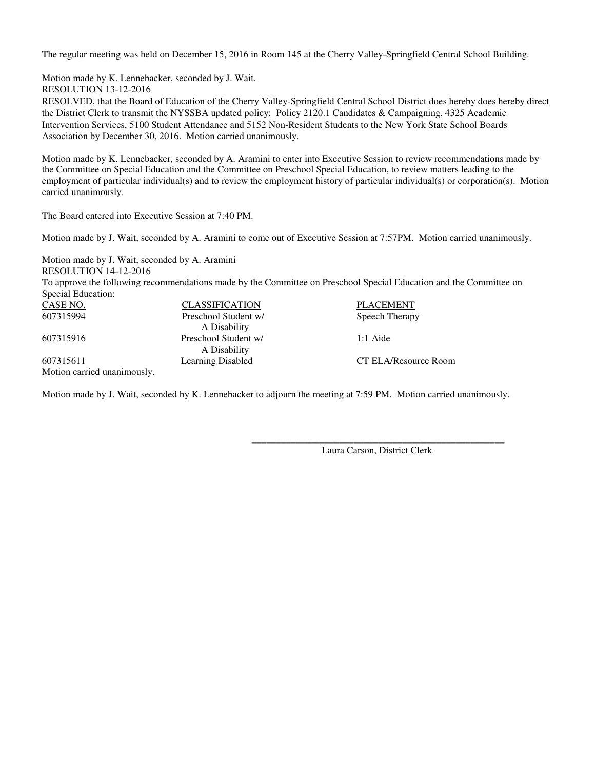The regular meeting was held on December 15, 2016 in Room 145 at the Cherry Valley-Springfield Central School Building.

Motion made by K. Lennebacker, seconded by J. Wait.
RESOLUTION 13-12-2016
RESOLVED, that the Board of Education of the Cherry Valley-Springfield Central School District does hereby does hereby direct the District Clerk to transmit the NYSSBA updated policy: Policy 2120.1 Candidates & Campaigning, 4325 Academic Intervention Services, 5100 Student Attendance and 5152 Non-Resident Students to the New York State School Boards Association by December 30, 2016. Motion carried unanimously.

Motion made by K. Lennebacker, seconded by A. Aramini to enter into Executive Session to review recommendations made by the Committee on Special Education and the Committee on Preschool Special Education, to review matters leading to the employment of particular individual(s) and to review the employment history of particular individual(s) or corporation(s). Motion carried unanimously.

The Board entered into Executive Session at 7:40 PM.

Motion made by J. Wait, seconded by A. Aramini to come out of Executive Session at 7:57PM. Motion carried unanimously.

Motion made by J. Wait, seconded by A. Aramini
RESOLUTION 14-12-2016
To approve the following recommendations made by the Committee on Preschool Special Education and the Committee on Special Education:

| CASE NO. | CLASSIFICATION | PLACEMENT |
| --- | --- | --- |
| 607315994 | Preschool Student w/ A Disability | Speech Therapy |
| 607315916 | Preschool Student w/ A Disability | 1:1 Aide |
| 607315611 | Learning Disabled | CT ELA/Resource Room |

Motion carried unanimously.

Motion made by J. Wait, seconded by K. Lennebacker to adjourn the meeting at 7:59 PM. Motion carried unanimously.

\_\_\_\_\_\_\_\_\_\_\_\_\_\_\_\_\_\_\_\_\_\_\_\_\_\_\_\_\_\_\_\_\_\_\_\_\_\_\_\_\_\_\_\_\_\_\_\_
Laura Carson, District Clerk